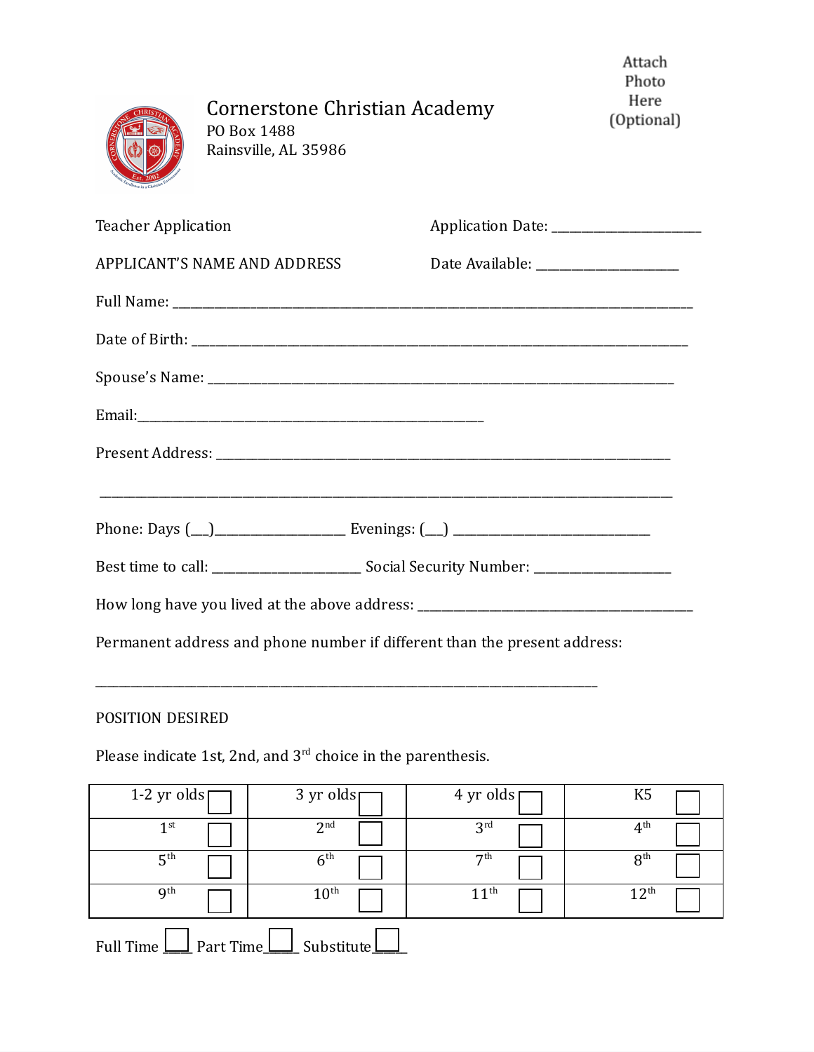Attach Photo Here (Optional)

# Cornerstone Christian Academy

PO Box 1488
Rainsville, AL 35986

Teacher Application

Application Date: ______________________

APPLICANT'S NAME AND ADDRESS

Date Available: _____________________

Full Name: ___________________________________________________________________________

Date of Birth: _________________________________________________________________________

Spouse's Name: _______________________________________________________________________

Email:_________________________________________________

Present Address: ______________________________________________________________________

___________________________________________________________________________________

Phone: Days (___)___________________ Evenings: (___) _____________________________

Best time to call: ______________________ Social Security Number: ____________________

How long have you lived at the above address: ________________________________________

Permanent address and phone number if different than the present address:

_____________________________________________________________________________

POSITION DESIRED

Please indicate 1st, 2nd, and 3rd choice in the parenthesis.

| 1-2 yr olds ☐ | 3 yr olds ☐ | 4 yr olds ☐ | K5 ☐ |
|---|---|---|---|
| 1st ☐ | 2nd ☐ | 3rd ☐ | 4th ☐ |
| 5th ☐ | 6th ☐ | 7th ☐ | 8th ☐ |
| 9th ☐ | 10th ☐ | 11th ☐ | 12th ☐ |

Full Time ☐ Part Time ☐ Substitute ☐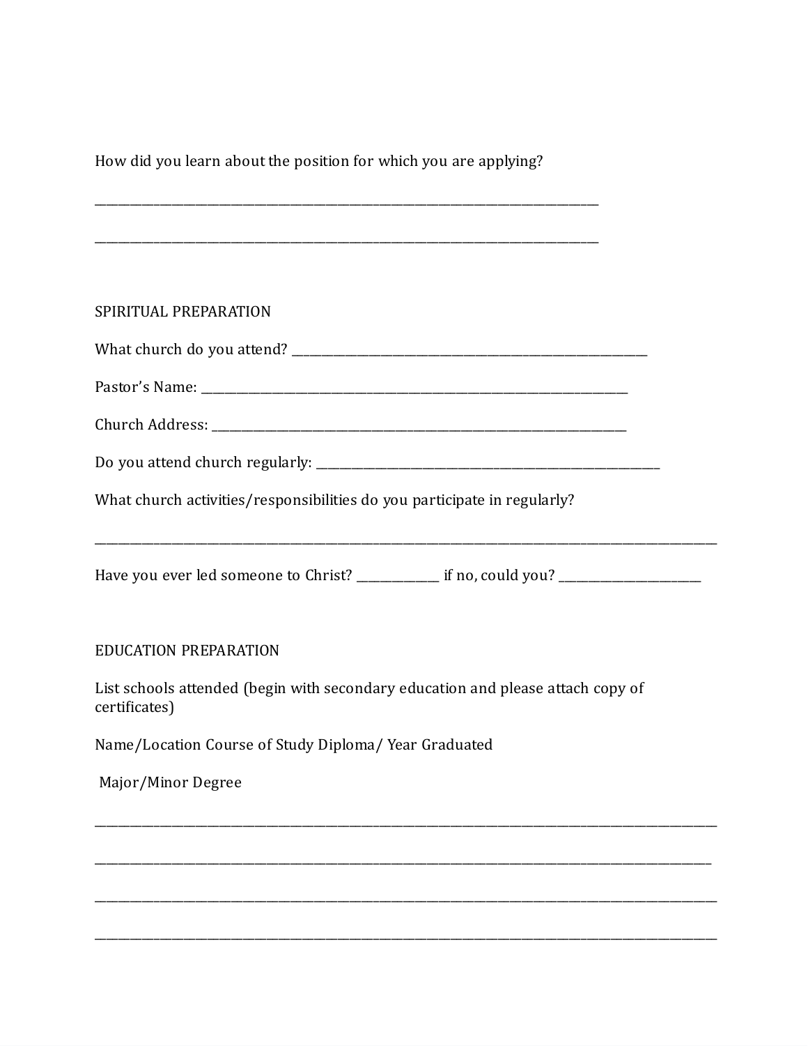How did you learn about the position for which you are applying?

___________________________________________________________________________________

___________________________________________________________________________________

## SPIRITUAL PREPARATION

What church do you attend? ___________________________________________________________

Pastor's Name: ______________________________________________________________________

Church Address: _____________________________________________________________________

Do you attend church regularly: ________________________________________________________

What church activities/responsibilities do you participate in regularly?

_____________________________________________________________________________________________________

Have you ever led someone to Christ? _____________ if no, could you? _______________________

## EDUCATION PREPARATION

List schools attended (begin with secondary education and please attach copy of certificates)

Name/Location Course of Study Diploma/ Year Graduated

Major/Minor Degree

_____________________________________________________________________________________________________

_____________________________________________________________________________________________________

_____________________________________________________________________________________________________

_____________________________________________________________________________________________________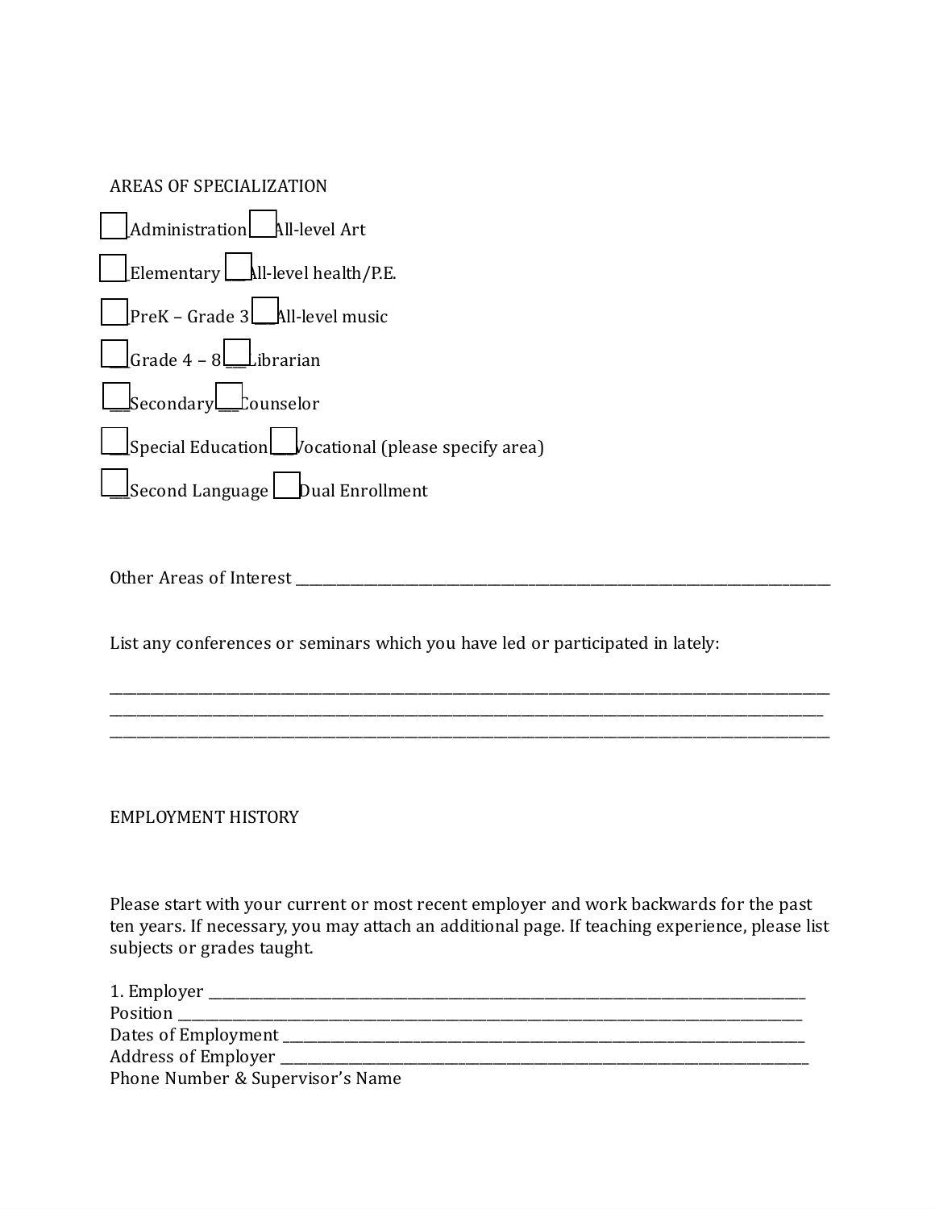AREAS OF SPECIALIZATION

☐ Administration ☐ All-level Art

☐ Elementary ☐ All-level health/P.E.

☐ PreK – Grade 3 ☐ All-level music

☐ Grade 4 – 8 ☐ Librarian

☐ Secondary ☐ Counselor

☐ Special Education ☐ Vocational (please specify area)

☐ Second Language ☐ Dual Enrollment

Other Areas of Interest ____________________________________________________________________________

List any conferences or seminars which you have led or participated in lately:

______________________________________________________________________________________________
______________________________________________________________________________________________
______________________________________________________________________________________________

EMPLOYMENT HISTORY

Please start with your current or most recent employer and work backwards for the past ten years. If necessary, you may attach an additional page. If teaching experience, please list subjects or grades taught.

1. Employer ____________________________________________________________________________________
Position ______________________________________________________________________________________
Dates of Employment ___________________________________________________________________________
Address of Employer ____________________________________________________________________________
Phone Number & Supervisor's Name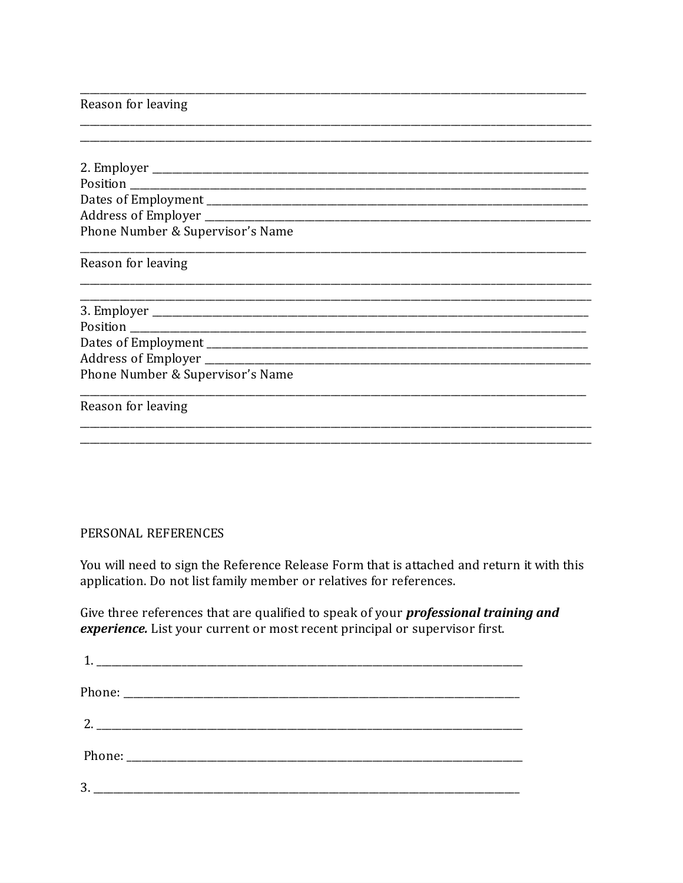\_\_\_\_\_\_\_\_\_\_\_\_\_\_\_\_\_\_\_\_\_\_\_\_\_\_\_\_\_\_\_\_\_\_\_\_\_\_\_\_\_\_\_\_\_\_\_\_\_\_\_\_\_\_\_\_\_\_\_\_\_\_\_\_\_\_\_\_\_\_\_\_\_\_\_\_\_\_

Reason for leaving

\_\_\_\_\_\_\_\_\_\_\_\_\_\_\_\_\_\_\_\_\_\_\_\_\_\_\_\_\_\_\_\_\_\_\_\_\_\_\_\_\_\_\_\_\_\_\_\_\_\_\_\_\_\_\_\_\_\_\_\_\_\_\_\_\_\_\_\_\_\_\_\_\_\_\_\_\_\_

\_\_\_\_\_\_\_\_\_\_\_\_\_\_\_\_\_\_\_\_\_\_\_\_\_\_\_\_\_\_\_\_\_\_\_\_\_\_\_\_\_\_\_\_\_\_\_\_\_\_\_\_\_\_\_\_\_\_\_\_\_\_\_\_\_\_\_\_\_\_\_\_\_\_\_\_\_\_

2. Employer \_\_\_\_\_\_\_\_\_\_\_\_\_\_\_\_\_\_\_\_\_\_\_\_\_\_\_\_\_\_\_\_\_\_\_\_\_\_\_\_\_\_\_\_\_\_\_\_\_\_\_\_\_\_\_\_\_\_\_\_\_\_\_\_\_\_\_\_\_
Position \_\_\_\_\_\_\_\_\_\_\_\_\_\_\_\_\_\_\_\_\_\_\_\_\_\_\_\_\_\_\_\_\_\_\_\_\_\_\_\_\_\_\_\_\_\_\_\_\_\_\_\_\_\_\_\_\_\_\_\_\_\_\_\_\_\_\_\_\_\_\_
Dates of Employment \_\_\_\_\_\_\_\_\_\_\_\_\_\_\_\_\_\_\_\_\_\_\_\_\_\_\_\_\_\_\_\_\_\_\_\_\_\_\_\_\_\_\_\_\_\_\_\_\_\_\_\_\_\_\_\_\_\_\_\_\_
Address of Employer \_\_\_\_\_\_\_\_\_\_\_\_\_\_\_\_\_\_\_\_\_\_\_\_\_\_\_\_\_\_\_\_\_\_\_\_\_\_\_\_\_\_\_\_\_\_\_\_\_\_\_\_\_\_\_\_\_\_\_\_\_
Phone Number & Supervisor's Name

\_\_\_\_\_\_\_\_\_\_\_\_\_\_\_\_\_\_\_\_\_\_\_\_\_\_\_\_\_\_\_\_\_\_\_\_\_\_\_\_\_\_\_\_\_\_\_\_\_\_\_\_\_\_\_\_\_\_\_\_\_\_\_\_\_\_\_\_\_\_\_\_\_\_\_\_\_\_

Reason for leaving

\_\_\_\_\_\_\_\_\_\_\_\_\_\_\_\_\_\_\_\_\_\_\_\_\_\_\_\_\_\_\_\_\_\_\_\_\_\_\_\_\_\_\_\_\_\_\_\_\_\_\_\_\_\_\_\_\_\_\_\_\_\_\_\_\_\_\_\_\_\_\_\_\_\_\_\_\_\_

\_\_\_\_\_\_\_\_\_\_\_\_\_\_\_\_\_\_\_\_\_\_\_\_\_\_\_\_\_\_\_\_\_\_\_\_\_\_\_\_\_\_\_\_\_\_\_\_\_\_\_\_\_\_\_\_\_\_\_\_\_\_\_\_\_\_\_\_\_\_\_\_\_\_\_\_\_\_

3. Employer \_\_\_\_\_\_\_\_\_\_\_\_\_\_\_\_\_\_\_\_\_\_\_\_\_\_\_\_\_\_\_\_\_\_\_\_\_\_\_\_\_\_\_\_\_\_\_\_\_\_\_\_\_\_\_\_\_\_\_\_\_\_\_\_\_\_\_\_\_
Position \_\_\_\_\_\_\_\_\_\_\_\_\_\_\_\_\_\_\_\_\_\_\_\_\_\_\_\_\_\_\_\_\_\_\_\_\_\_\_\_\_\_\_\_\_\_\_\_\_\_\_\_\_\_\_\_\_\_\_\_\_\_\_\_\_\_\_\_\_\_\_
Dates of Employment \_\_\_\_\_\_\_\_\_\_\_\_\_\_\_\_\_\_\_\_\_\_\_\_\_\_\_\_\_\_\_\_\_\_\_\_\_\_\_\_\_\_\_\_\_\_\_\_\_\_\_\_\_\_\_\_\_\_\_\_\_
Address of Employer \_\_\_\_\_\_\_\_\_\_\_\_\_\_\_\_\_\_\_\_\_\_\_\_\_\_\_\_\_\_\_\_\_\_\_\_\_\_\_\_\_\_\_\_\_\_\_\_\_\_\_\_\_\_\_\_\_\_\_\_\_
Phone Number & Supervisor's Name

\_\_\_\_\_\_\_\_\_\_\_\_\_\_\_\_\_\_\_\_\_\_\_\_\_\_\_\_\_\_\_\_\_\_\_\_\_\_\_\_\_\_\_\_\_\_\_\_\_\_\_\_\_\_\_\_\_\_\_\_\_\_\_\_\_\_\_\_\_\_\_\_\_\_\_\_\_\_

Reason for leaving

\_\_\_\_\_\_\_\_\_\_\_\_\_\_\_\_\_\_\_\_\_\_\_\_\_\_\_\_\_\_\_\_\_\_\_\_\_\_\_\_\_\_\_\_\_\_\_\_\_\_\_\_\_\_\_\_\_\_\_\_\_\_\_\_\_\_\_\_\_\_\_\_\_\_\_\_\_\_

\_\_\_\_\_\_\_\_\_\_\_\_\_\_\_\_\_\_\_\_\_\_\_\_\_\_\_\_\_\_\_\_\_\_\_\_\_\_\_\_\_\_\_\_\_\_\_\_\_\_\_\_\_\_\_\_\_\_\_\_\_\_\_\_\_\_\_\_\_\_\_\_\_\_\_\_\_\_

## PERSONAL REFERENCES

You will need to sign the Reference Release Form that is attached and return it with this application. Do not list family member or relatives for references.

Give three references that are qualified to speak of your ***professional training and experience.*** List your current or most recent principal or supervisor first.

1. \_\_\_\_\_\_\_\_\_\_\_\_\_\_\_\_\_\_\_\_\_\_\_\_\_\_\_\_\_\_\_\_\_\_\_\_\_\_\_\_\_\_\_\_\_\_\_\_\_\_\_\_\_\_\_\_\_\_\_\_\_\_\_\_\_\_\_\_\_\_

Phone: \_\_\_\_\_\_\_\_\_\_\_\_\_\_\_\_\_\_\_\_\_\_\_\_\_\_\_\_\_\_\_\_\_\_\_\_\_\_\_\_\_\_\_\_\_\_\_\_\_\_\_\_\_\_\_\_\_\_\_\_\_\_\_\_\_\_

2. \_\_\_\_\_\_\_\_\_\_\_\_\_\_\_\_\_\_\_\_\_\_\_\_\_\_\_\_\_\_\_\_\_\_\_\_\_\_\_\_\_\_\_\_\_\_\_\_\_\_\_\_\_\_\_\_\_\_\_\_\_\_\_\_\_\_\_\_\_\_

Phone: \_\_\_\_\_\_\_\_\_\_\_\_\_\_\_\_\_\_\_\_\_\_\_\_\_\_\_\_\_\_\_\_\_\_\_\_\_\_\_\_\_\_\_\_\_\_\_\_\_\_\_\_\_\_\_\_\_\_\_\_\_\_\_\_\_\_

3. \_\_\_\_\_\_\_\_\_\_\_\_\_\_\_\_\_\_\_\_\_\_\_\_\_\_\_\_\_\_\_\_\_\_\_\_\_\_\_\_\_\_\_\_\_\_\_\_\_\_\_\_\_\_\_\_\_\_\_\_\_\_\_\_\_\_\_\_\_\_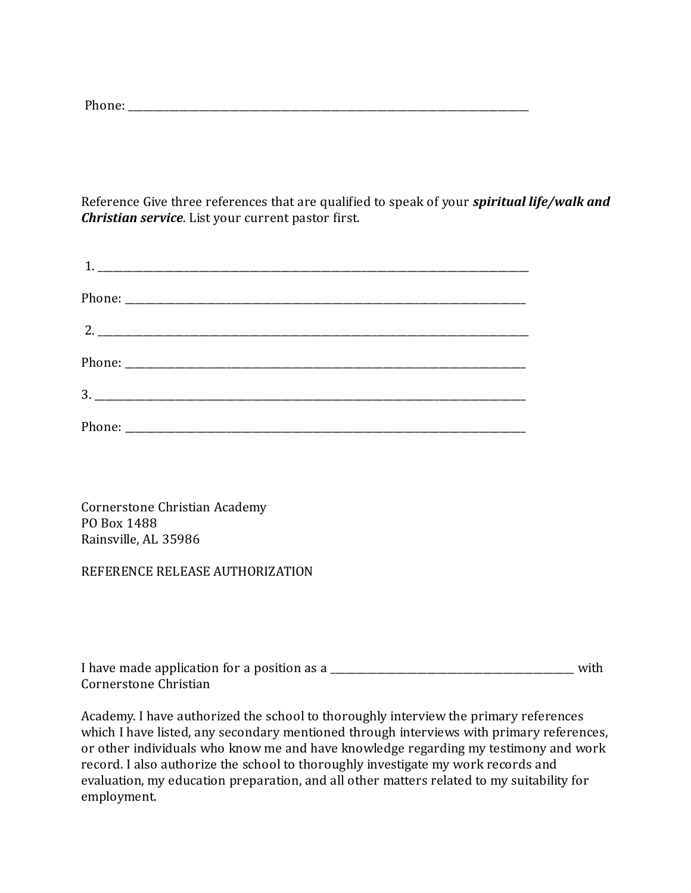Phone: ________________________________________________________________________________

Reference Give three references that are qualified to speak of your ***spiritual life/walk and Christian service***. List your current pastor first.

1. ____________________________________________________________________________________

Phone: ________________________________________________________________________________

2. ____________________________________________________________________________________

Phone: ________________________________________________________________________________

3. ____________________________________________________________________________________

Phone: ________________________________________________________________________________

Cornerstone Christian Academy
PO Box 1488
Rainsville, AL 35986

REFERENCE RELEASE AUTHORIZATION

I have made application for a position as a ________________________________________________ with Cornerstone Christian

Academy. I have authorized the school to thoroughly interview the primary references which I have listed, any secondary mentioned through interviews with primary references, or other individuals who know me and have knowledge regarding my testimony and work record. I also authorize the school to thoroughly investigate my work records and evaluation, my education preparation, and all other matters related to my suitability for employment.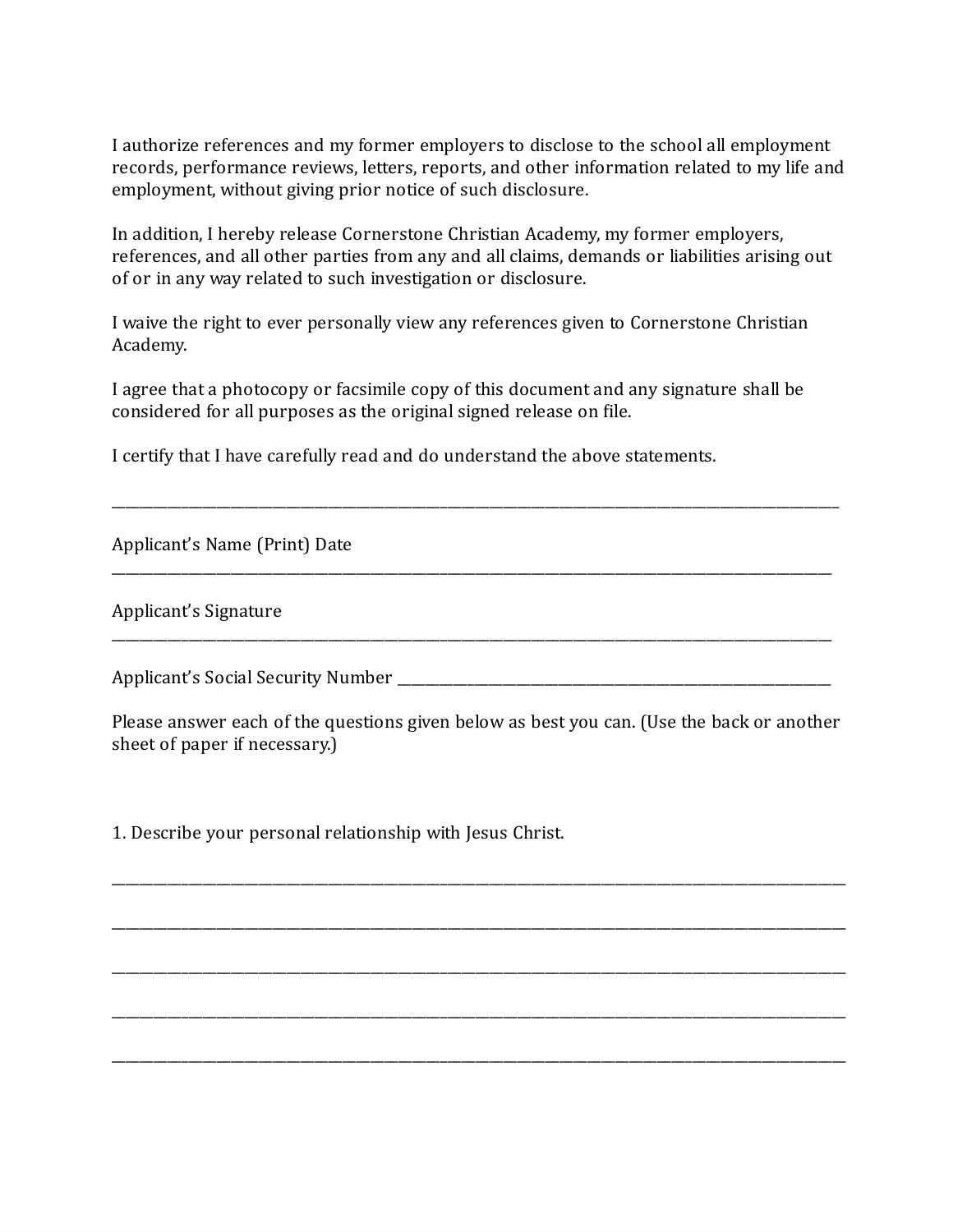I authorize references and my former employers to disclose to the school all employment records, performance reviews, letters, reports, and other information related to my life and employment, without giving prior notice of such disclosure.

In addition, I hereby release Cornerstone Christian Academy, my former employers, references, and all other parties from any and all claims, demands or liabilities arising out of or in any way related to such investigation or disclosure.

I waive the right to ever personally view any references given to Cornerstone Christian Academy.

I agree that a photocopy or facsimile copy of this document and any signature shall be considered for all purposes as the original signed release on file.

I certify that I have carefully read and do understand the above statements.

______________________________________________________________________________________

Applicant's Name (Print) Date
______________________________________________________________________________________

Applicant's Signature
______________________________________________________________________________________

Applicant's Social Security Number ______________________________________________

Please answer each of the questions given below as best you can. (Use the back or another sheet of paper if necessary.)

1. Describe your personal relationship with Jesus Christ.

______________________________________________________________________________________

______________________________________________________________________________________

______________________________________________________________________________________

______________________________________________________________________________________

______________________________________________________________________________________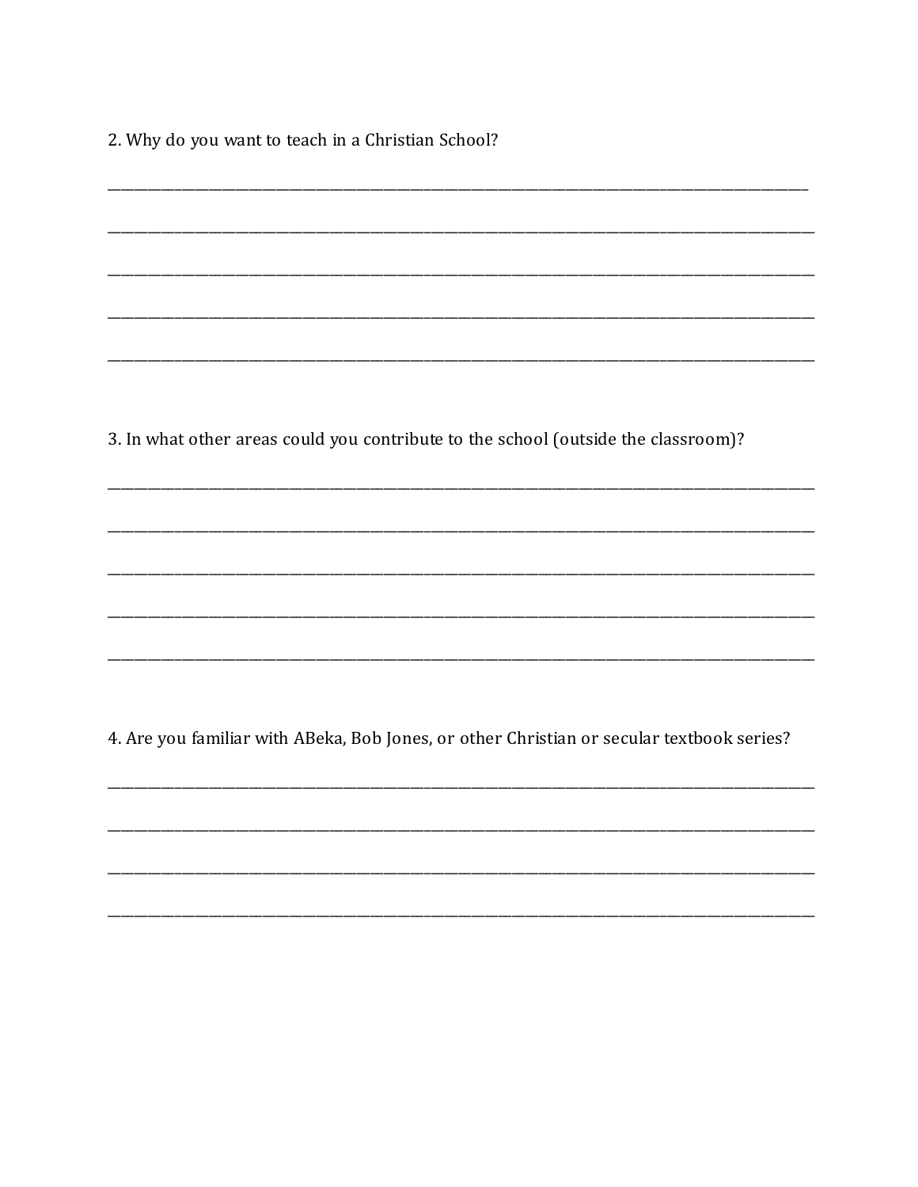2. Why do you want to teach in a Christian School?

_______________________________________________________________________________

_______________________________________________________________________________

_______________________________________________________________________________

_______________________________________________________________________________

_______________________________________________________________________________

3. In what other areas could you contribute to the school (outside the classroom)?

_______________________________________________________________________________

_______________________________________________________________________________

_______________________________________________________________________________

_______________________________________________________________________________

_______________________________________________________________________________

4. Are you familiar with ABeka, Bob Jones, or other Christian or secular textbook series?

_______________________________________________________________________________

_______________________________________________________________________________

_______________________________________________________________________________

_______________________________________________________________________________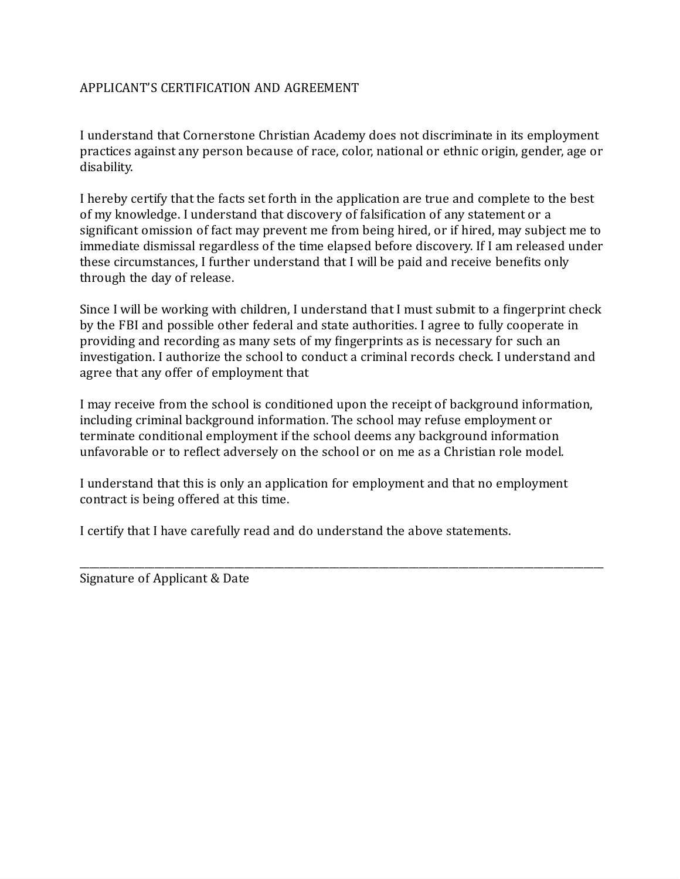## APPLICANT'S CERTIFICATION AND AGREEMENT

I understand that Cornerstone Christian Academy does not discriminate in its employment practices against any person because of race, color, national or ethnic origin, gender, age or disability.

I hereby certify that the facts set forth in the application are true and complete to the best of my knowledge. I understand that discovery of falsification of any statement or a significant omission of fact may prevent me from being hired, or if hired, may subject me to immediate dismissal regardless of the time elapsed before discovery. If I am released under these circumstances, I further understand that I will be paid and receive benefits only through the day of release.

Since I will be working with children, I understand that I must submit to a fingerprint check by the FBI and possible other federal and state authorities. I agree to fully cooperate in providing and recording as many sets of my fingerprints as is necessary for such an investigation. I authorize the school to conduct a criminal records check. I understand and agree that any offer of employment that

I may receive from the school is conditioned upon the receipt of background information, including criminal background information. The school may refuse employment or terminate conditional employment if the school deems any background information unfavorable or to reflect adversely on the school or on me as a Christian role model.

I understand that this is only an application for employment and that no employment contract is being offered at this time.

I certify that I have carefully read and do understand the above statements.

______________________________________________________________________________

Signature of Applicant & Date